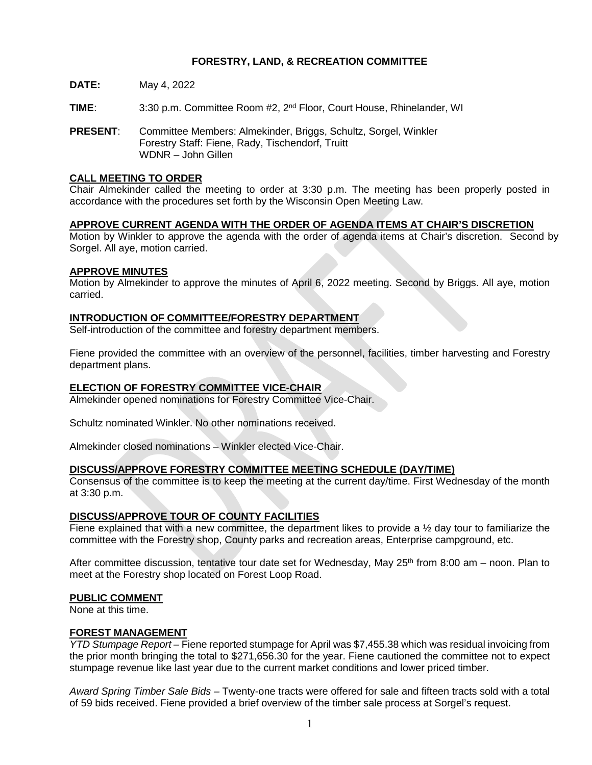# FORESTRY, LAND, & RECREATION COMMITTEE

**DATE:** May 4, 2022

**TIME**: 3:30 p.m. Committee Room #2, 2nd Floor, Court House, Rhinelander, WI

**PRESENT**: Committee Members: Almekinder, Briggs, Schultz, Sorgel, Winkler
Forestry Staff: Fiene, Rady, Tischendorf, Truitt
WDNR – John Gillen

## CALL MEETING TO ORDER

Chair Almekinder called the meeting to order at 3:30 p.m. The meeting has been properly posted in accordance with the procedures set forth by the Wisconsin Open Meeting Law.

## APPROVE CURRENT AGENDA WITH THE ORDER OF AGENDA ITEMS AT CHAIR'S DISCRETION

Motion by Winkler to approve the agenda with the order of agenda items at Chair's discretion. Second by Sorgel. All aye, motion carried.

## APPROVE MINUTES

Motion by Almekinder to approve the minutes of April 6, 2022 meeting. Second by Briggs. All aye, motion carried.

## INTRODUCTION OF COMMITTEE/FORESTRY DEPARTMENT

Self-introduction of the committee and forestry department members.

Fiene provided the committee with an overview of the personnel, facilities, timber harvesting and Forestry department plans.

## ELECTION OF FORESTRY COMMITTEE VICE-CHAIR

Almekinder opened nominations for Forestry Committee Vice-Chair.

Schultz nominated Winkler. No other nominations received.

Almekinder closed nominations – Winkler elected Vice-Chair.

## DISCUSS/APPROVE FORESTRY COMMITTEE MEETING SCHEDULE (DAY/TIME)

Consensus of the committee is to keep the meeting at the current day/time. First Wednesday of the month at 3:30 p.m.

## DISCUSS/APPROVE TOUR OF COUNTY FACILITIES

Fiene explained that with a new committee, the department likes to provide a ½ day tour to familiarize the committee with the Forestry shop, County parks and recreation areas, Enterprise campground, etc.

After committee discussion, tentative tour date set for Wednesday, May 25th from 8:00 am – noon. Plan to meet at the Forestry shop located on Forest Loop Road.

## PUBLIC COMMENT

None at this time.

## FOREST MANAGEMENT

*YTD Stumpage Report* – Fiene reported stumpage for April was $7,455.38 which was residual invoicing from the prior month bringing the total to $271,656.30 for the year. Fiene cautioned the committee not to expect stumpage revenue like last year due to the current market conditions and lower priced timber.

*Award Spring Timber Sale Bids* – Twenty-one tracts were offered for sale and fifteen tracts sold with a total of 59 bids received. Fiene provided a brief overview of the timber sale process at Sorgel's request.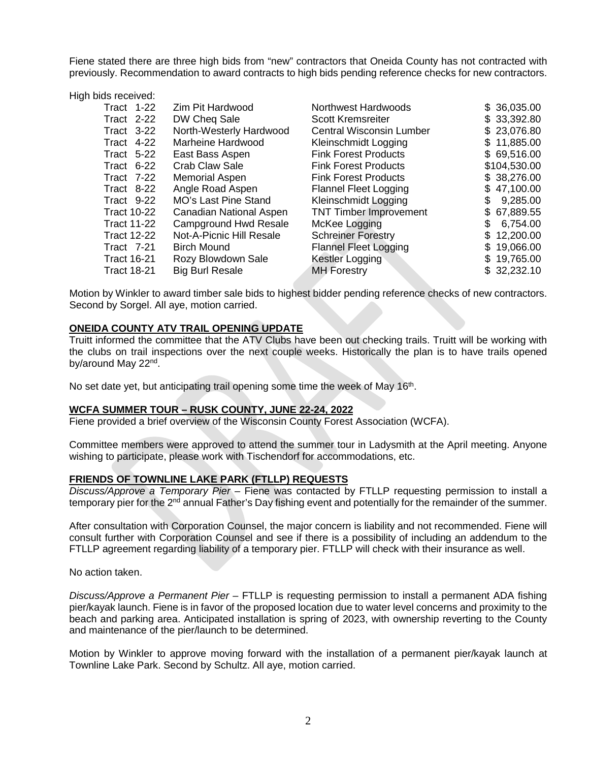Fiene stated there are three high bids from "new" contractors that Oneida County has not contracted with previously. Recommendation to award contracts to high bids pending reference checks for new contractors.

High bids received:

| Tract | Sale | Bidder | Amount |
|---|---|---|---|
| Tract 1-22 | Zim Pit Hardwood | Northwest Hardwoods | $ 36,035.00 |
| Tract 2-22 | DW Cheq Sale | Scott Kremsreiter | $ 33,392.80 |
| Tract 3-22 | North-Westerly Hardwood | Central Wisconsin Lumber | $ 23,076.80 |
| Tract 4-22 | Marheine Hardwood | Kleinschmidt Logging | $ 11,885.00 |
| Tract 5-22 | East Bass Aspen | Fink Forest Products | $ 69,516.00 |
| Tract 6-22 | Crab Claw Sale | Fink Forest Products | $104,530.00 |
| Tract 7-22 | Memorial Aspen | Fink Forest Products | $ 38,276.00 |
| Tract 8-22 | Angle Road Aspen | Flannel Fleet Logging | $ 47,100.00 |
| Tract 9-22 | MO's Last Pine Stand | Kleinschmidt Logging | $ 9,285.00 |
| Tract 10-22 | Canadian National Aspen | TNT Timber Improvement | $ 67,889.55 |
| Tract 11-22 | Campground Hwd Resale | McKee Logging | $ 6,754.00 |
| Tract 12-22 | Not-A-Picnic Hill Resale | Schreiner Forestry | $ 12,200.00 |
| Tract 7-21 | Birch Mound | Flannel Fleet Logging | $ 19,066.00 |
| Tract 16-21 | Rozy Blowdown Sale | Kestler Logging | $ 19,765.00 |
| Tract 18-21 | Big Burl Resale | MH Forestry | $ 32,232.10 |

Motion by Winkler to award timber sale bids to highest bidder pending reference checks of new contractors. Second by Sorgel. All aye, motion carried.

**ONEIDA COUNTY ATV TRAIL OPENING UPDATE**

Truitt informed the committee that the ATV Clubs have been out checking trails. Truitt will be working with the clubs on trail inspections over the next couple weeks. Historically the plan is to have trails opened by/around May 22nd.

No set date yet, but anticipating trail opening some time the week of May 16th.

**WCFA SUMMER TOUR – RUSK COUNTY, JUNE 22-24, 2022**

Fiene provided a brief overview of the Wisconsin County Forest Association (WCFA).

Committee members were approved to attend the summer tour in Ladysmith at the April meeting. Anyone wishing to participate, please work with Tischendorf for accommodations, etc.

**FRIENDS OF TOWNLINE LAKE PARK (FTLLP) REQUESTS**

*Discuss/Approve a Temporary Pier* – Fiene was contacted by FTLLP requesting permission to install a temporary pier for the 2nd annual Father's Day fishing event and potentially for the remainder of the summer.

After consultation with Corporation Counsel, the major concern is liability and not recommended. Fiene will consult further with Corporation Counsel and see if there is a possibility of including an addendum to the FTLLP agreement regarding liability of a temporary pier. FTLLP will check with their insurance as well.

No action taken.

*Discuss/Approve a Permanent Pier* – FTLLP is requesting permission to install a permanent ADA fishing pier/kayak launch. Fiene is in favor of the proposed location due to water level concerns and proximity to the beach and parking area. Anticipated installation is spring of 2023, with ownership reverting to the County and maintenance of the pier/launch to be determined.

Motion by Winkler to approve moving forward with the installation of a permanent pier/kayak launch at Townline Lake Park. Second by Schultz. All aye, motion carried.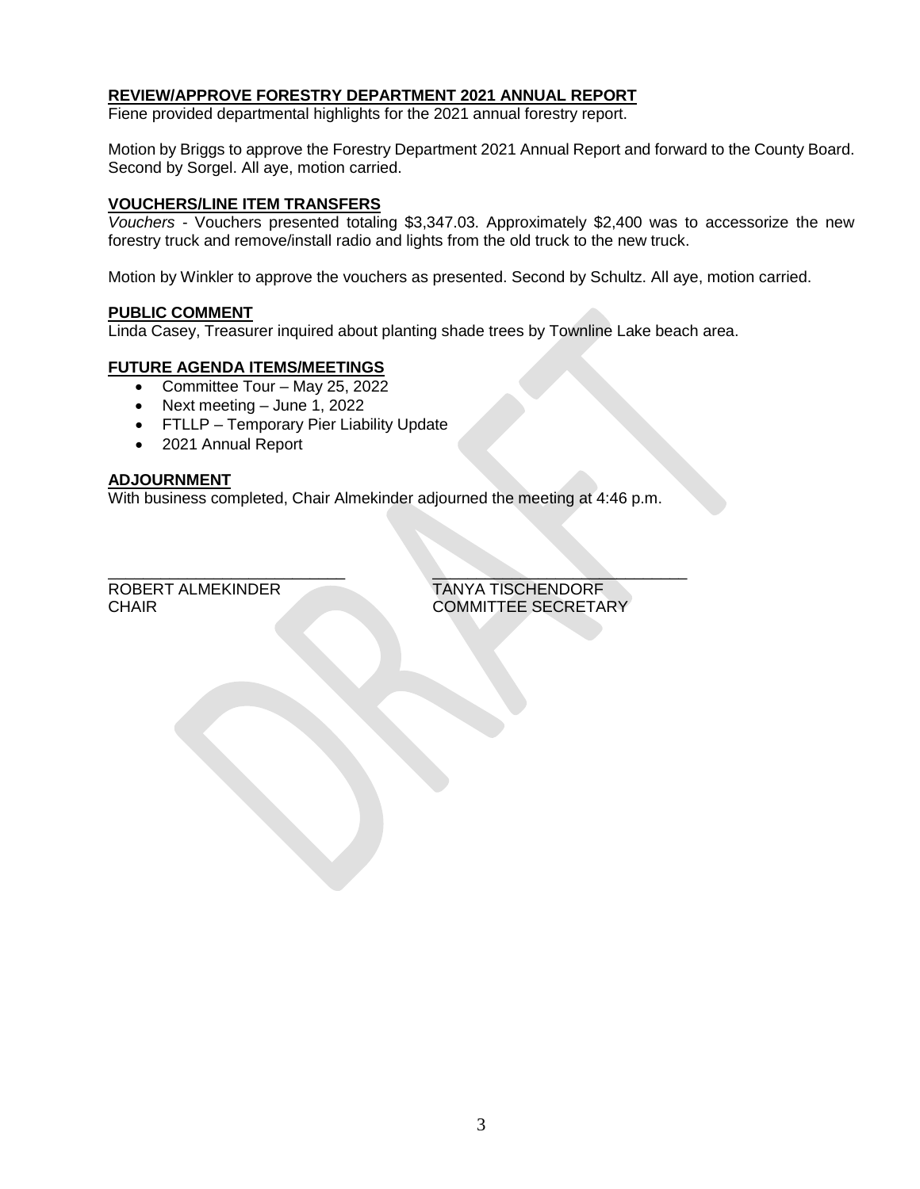**REVIEW/APPROVE FORESTRY DEPARTMENT 2021 ANNUAL REPORT**

Fiene provided departmental highlights for the 2021 annual forestry report.

Motion by Briggs to approve the Forestry Department 2021 Annual Report and forward to the County Board. Second by Sorgel. All aye, motion carried.

**VOUCHERS/LINE ITEM TRANSFERS**

*Vouchers* - Vouchers presented totaling $3,347.03. Approximately $2,400 was to accessorize the new forestry truck and remove/install radio and lights from the old truck to the new truck.

Motion by Winkler to approve the vouchers as presented. Second by Schultz. All aye, motion carried.

**PUBLIC COMMENT**

Linda Casey, Treasurer inquired about planting shade trees by Townline Lake beach area.

**FUTURE AGENDA ITEMS/MEETINGS**

- Committee Tour – May 25, 2022
- Next meeting – June 1, 2022
- FTLLP – Temporary Pier Liability Update
- 2021 Annual Report

**ADJOURNMENT**

With business completed, Chair Almekinder adjourned the meeting at 4:46 p.m.

\_\_\_\_\_\_\_\_\_\_\_\_\_\_\_\_\_\_\_\_\_\_\_\_\_\_\_\_ \_\_\_\_\_\_\_\_\_\_\_\_\_\_\_\_\_\_\_\_\_\_\_\_\_\_\_\_\_\_\_

ROBERT ALMEKINDER
CHAIR

TANYA TISCHENDORF
COMMITTEE SECRETARY